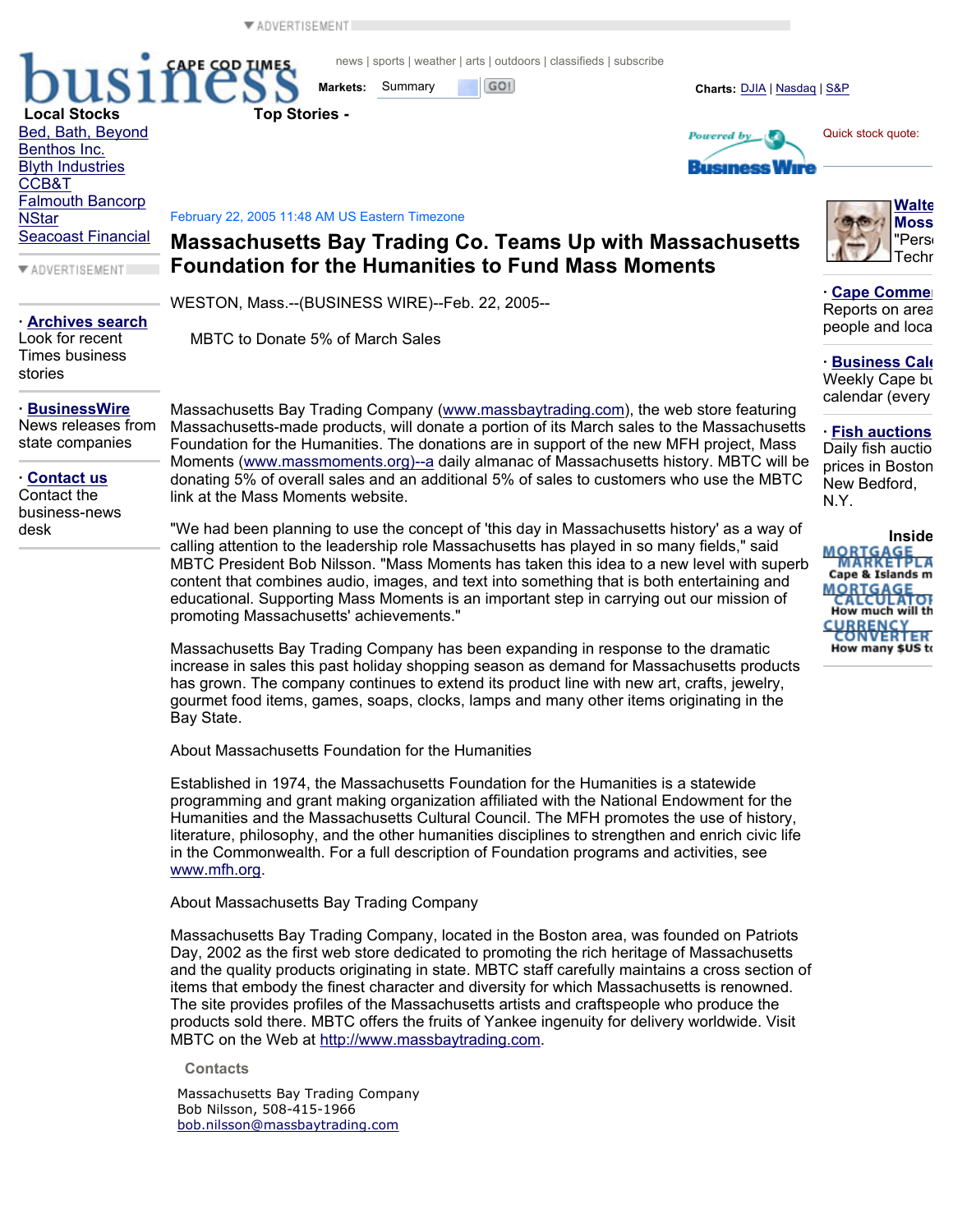# Massachusetts Bay Trading Co. Teams Up with Massachusetts Foundation for the Humanities to Fund Mass Moments

February 22, 2005 11:48 AM US Eastern Timezone

WESTON, Mass.--(BUSINESS WIRE)--Feb. 22, 2005--

MBTC to Donate 5% of March Sales

Massachusetts Bay Trading Company (www.massbaytrading.com), the web store featuring Massachusetts-made products, will donate a portion of its March sales to the Massachusetts Foundation for the Humanities. The donations are in support of the new MFH project, Mass Moments (www.massmoments.org)--a daily almanac of Massachusetts history. MBTC will be donating 5% of overall sales and an additional 5% of sales to customers who use the MBTC link at the Mass Moments website.

"We had been planning to use the concept of 'this day in Massachusetts history' as a way of calling attention to the leadership role Massachusetts has played in so many fields," said MBTC President Bob Nilsson. "Mass Moments has taken this idea to a new level with superb content that combines audio, images, and text into something that is both entertaining and educational. Supporting Mass Moments is an important step in carrying out our mission of promoting Massachusetts' achievements."

Massachusetts Bay Trading Company has been expanding in response to the dramatic increase in sales this past holiday shopping season as demand for Massachusetts products has grown. The company continues to extend its product line with new art, crafts, jewelry, gourmet food items, games, soaps, clocks, lamps and many other items originating in the Bay State.

About Massachusetts Foundation for the Humanities

Established in 1974, the Massachusetts Foundation for the Humanities is a statewide programming and grant making organization affiliated with the National Endowment for the Humanities and the Massachusetts Cultural Council. The MFH promotes the use of history, literature, philosophy, and the other humanities disciplines to strengthen and enrich civic life in the Commonwealth. For a full description of Foundation programs and activities, see www.mfh.org.

About Massachusetts Bay Trading Company

Massachusetts Bay Trading Company, located in the Boston area, was founded on Patriots Day, 2002 as the first web store dedicated to promoting the rich heritage of Massachusetts and the quality products originating in state. MBTC staff carefully maintains a cross section of items that embody the finest character and diversity for which Massachusetts is renowned. The site provides profiles of the Massachusetts artists and craftspeople who produce the products sold there. MBTC offers the fruits of Yankee ingenuity for delivery worldwide. Visit MBTC on the Web at http://www.massbaytrading.com.

**Contacts**

Massachusetts Bay Trading Company
Bob Nilsson, 508-415-1966
bob.nilsson@massbaytrading.com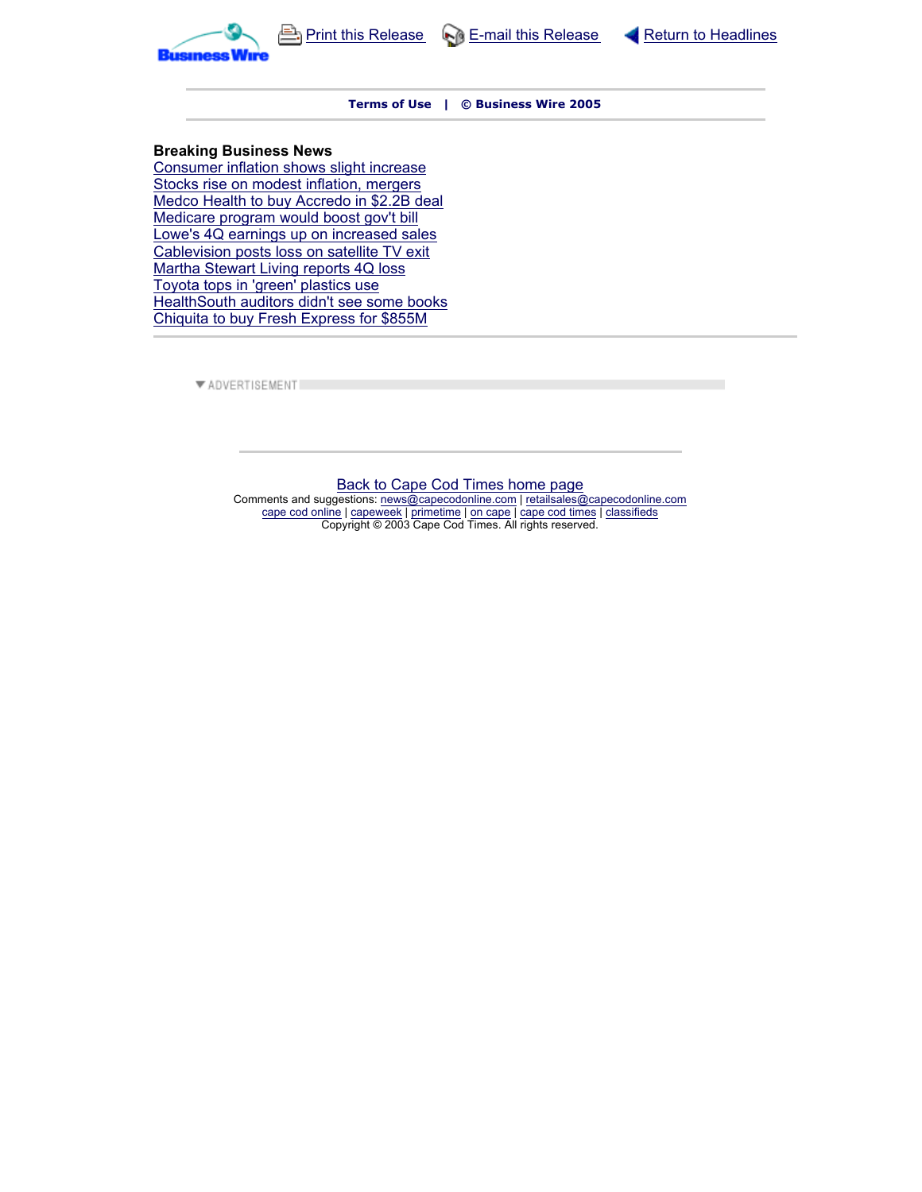Print this Release | E-mail this Release | Return to Headlines

Terms of Use | © Business Wire 2005

**Breaking Business News**

Consumer inflation shows slight increase
Stocks rise on modest inflation, mergers
Medco Health to buy Accredo in $2.2B deal
Medicare program would boost gov't bill
Lowe's 4Q earnings up on increased sales
Cablevision posts loss on satellite TV exit
Martha Stewart Living reports 4Q loss
Toyota tops in 'green' plastics use
HealthSouth auditors didn't see some books
Chiquita to buy Fresh Express for $855M

ADVERTISEMENT

Back to Cape Cod Times home page
Comments and suggestions: news@capecodonline.com | retailsales@capecodonline.com
cape cod online | capeweek | primetime | on cape | cape cod times | classifieds
Copyright © 2003 Cape Cod Times. All rights reserved.